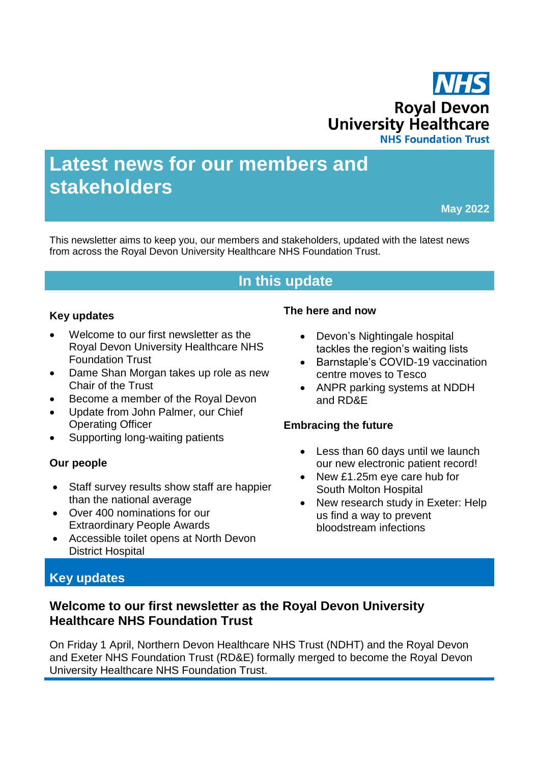NHS

Royal Devon University Healthcare

NHS Foundation Trust

# Latest news for our members and stakeholders

**May 2022**

This newsletter aims to keep you, our members and stakeholders, updated with the latest news from across the Royal Devon University Healthcare NHS Foundation Trust.

## In this update

**Key updates**

- Welcome to our first newsletter as the Royal Devon University Healthcare NHS Foundation Trust
- Dame Shan Morgan takes up role as new Chair of the Trust
- Become a member of the Royal Devon
- Update from John Palmer, our Chief Operating Officer
- Supporting long-waiting patients

**Our people**

- Staff survey results show staff are happier than the national average
- Over 400 nominations for our Extraordinary People Awards
- Accessible toilet opens at North Devon District Hospital

**The here and now**

- Devon's Nightingale hospital tackles the region's waiting lists
- Barnstaple's COVID-19 vaccination centre moves to Tesco
- ANPR parking systems at NDDH and RD&E

**Embracing the future**

- Less than 60 days until we launch our new electronic patient record!
- New £1.25m eye care hub for South Molton Hospital
- New research study in Exeter: Help us find a way to prevent bloodstream infections

## Key updates

### Welcome to our first newsletter as the Royal Devon University Healthcare NHS Foundation Trust

On Friday 1 April, Northern Devon Healthcare NHS Trust (NDHT) and the Royal Devon and Exeter NHS Foundation Trust (RD&E) formally merged to become the Royal Devon University Healthcare NHS Foundation Trust.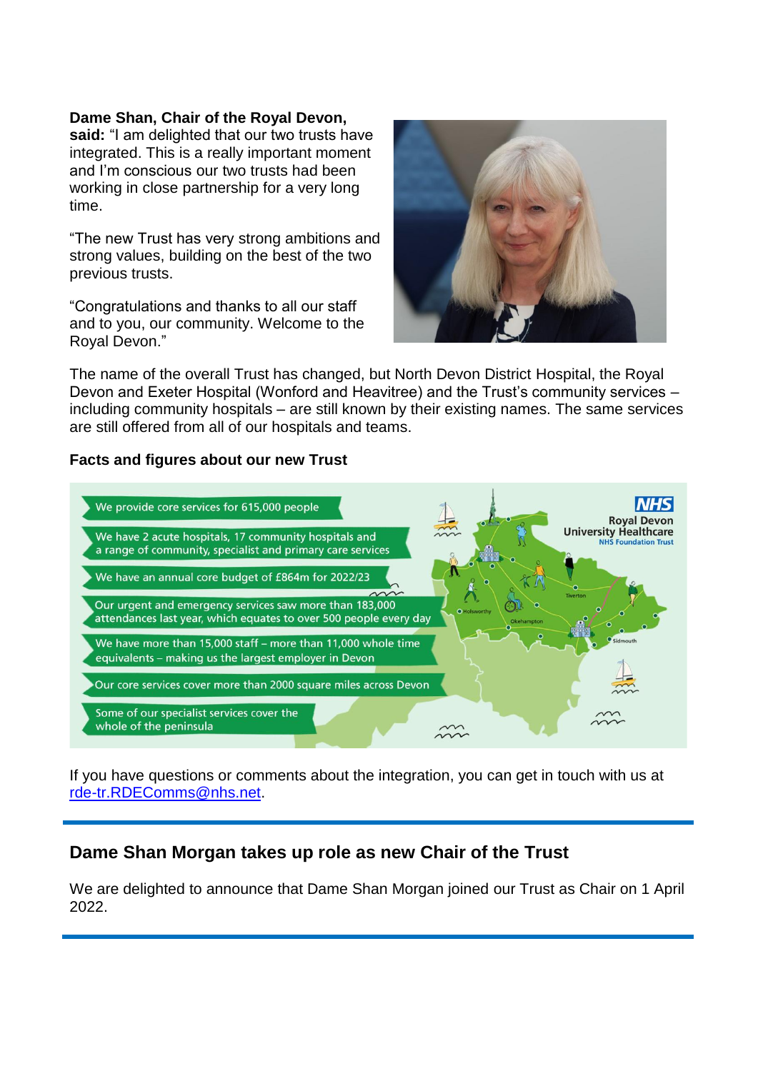**Dame Shan, Chair of the Royal Devon, said:** "I am delighted that our two trusts have integrated. This is a really important moment and I'm conscious our two trusts had been working in close partnership for a very long time.

"The new Trust has very strong ambitions and strong values, building on the best of the two previous trusts.

"Congratulations and thanks to all our staff and to you, our community. Welcome to the Royal Devon."

The name of the overall Trust has changed, but North Devon District Hospital, the Royal Devon and Exeter Hospital (Wonford and Heavitree) and the Trust's community services – including community hospitals – are still known by their existing names. The same services are still offered from all of our hospitals and teams.

**Facts and figures about our new Trust**

- We provide core services for 615,000 people
- We have 2 acute hospitals, 17 community hospitals and a range of community, specialist and primary care services
- We have an annual core budget of £864m for 2022/23
- Our urgent and emergency services saw more than 183,000 attendances last year, which equates to over 500 people every day
- We have more than 15,000 staff – more than 11,000 whole time equivalents – making us the largest employer in Devon
- Our core services cover more than 2000 square miles across Devon
- Some of our specialist services cover the whole of the peninsula

NHS Royal Devon University Healthcare NHS Foundation Trust

If you have questions or comments about the integration, you can get in touch with us at rde-tr.RDEComms@nhs.net.

---

## Dame Shan Morgan takes up role as new Chair of the Trust

We are delighted to announce that Dame Shan Morgan joined our Trust as Chair on 1 April 2022.

---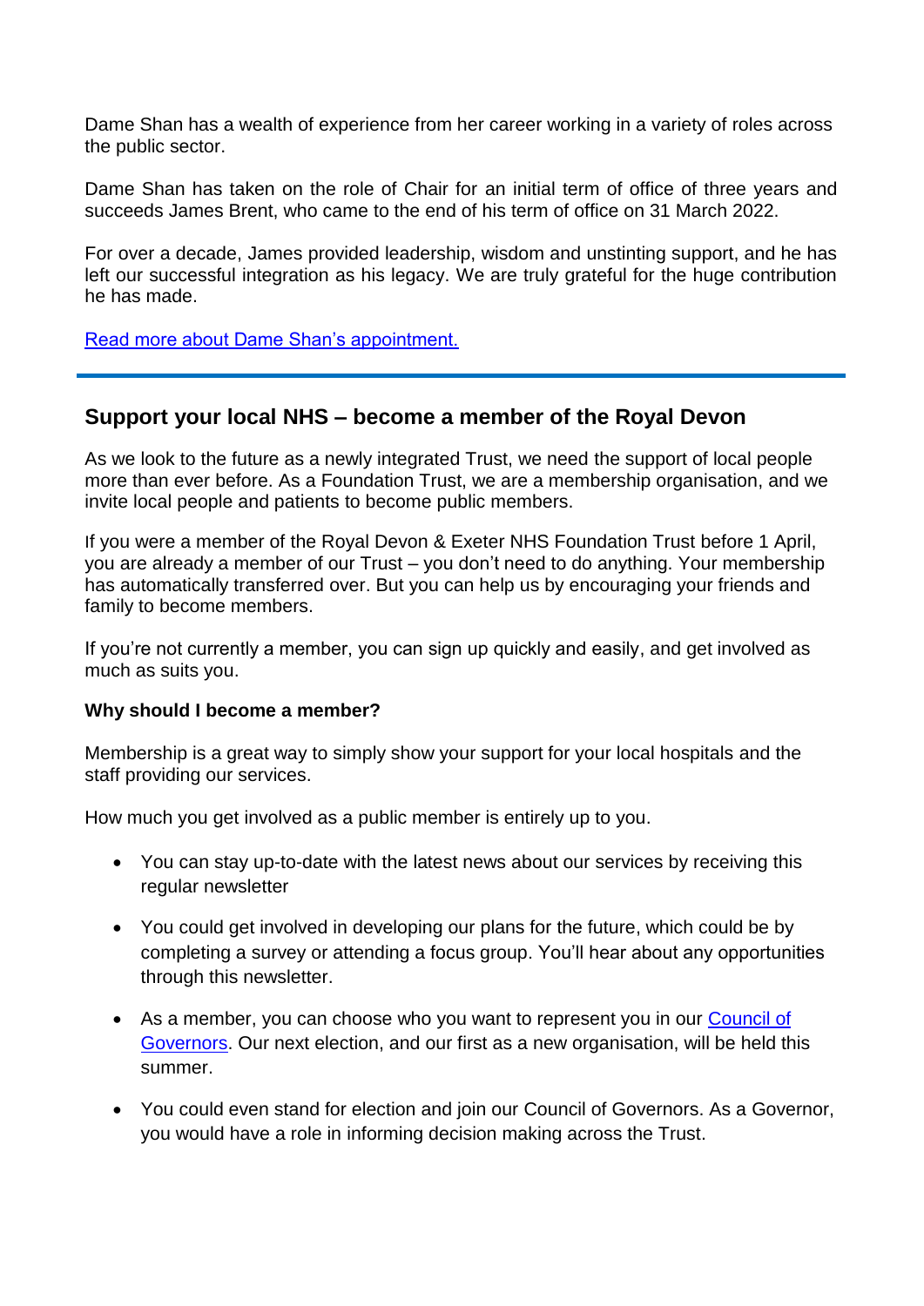Dame Shan has a wealth of experience from her career working in a variety of roles across the public sector.

Dame Shan has taken on the role of Chair for an initial term of office of three years and succeeds James Brent, who came to the end of his term of office on 31 March 2022.

For over a decade, James provided leadership, wisdom and unstinting support, and he has left our successful integration as his legacy. We are truly grateful for the huge contribution he has made.

[Read more about Dame Shan's appointment.]()

---

## Support your local NHS – become a member of the Royal Devon

As we look to the future as a newly integrated Trust, we need the support of local people more than ever before. As a Foundation Trust, we are a membership organisation, and we invite local people and patients to become public members.

If you were a member of the Royal Devon & Exeter NHS Foundation Trust before 1 April, you are already a member of our Trust – you don't need to do anything. Your membership has automatically transferred over. But you can help us by encouraging your friends and family to become members.

If you're not currently a member, you can sign up quickly and easily, and get involved as much as suits you.

**Why should I become a member?**

Membership is a great way to simply show your support for your local hospitals and the staff providing our services.

How much you get involved as a public member is entirely up to you.

- You can stay up-to-date with the latest news about our services by receiving this regular newsletter
- You could get involved in developing our plans for the future, which could be by completing a survey or attending a focus group. You'll hear about any opportunities through this newsletter.
- As a member, you can choose who you want to represent you in our [Council of Governors](). Our next election, and our first as a new organisation, will be held this summer.
- You could even stand for election and join our Council of Governors. As a Governor, you would have a role in informing decision making across the Trust.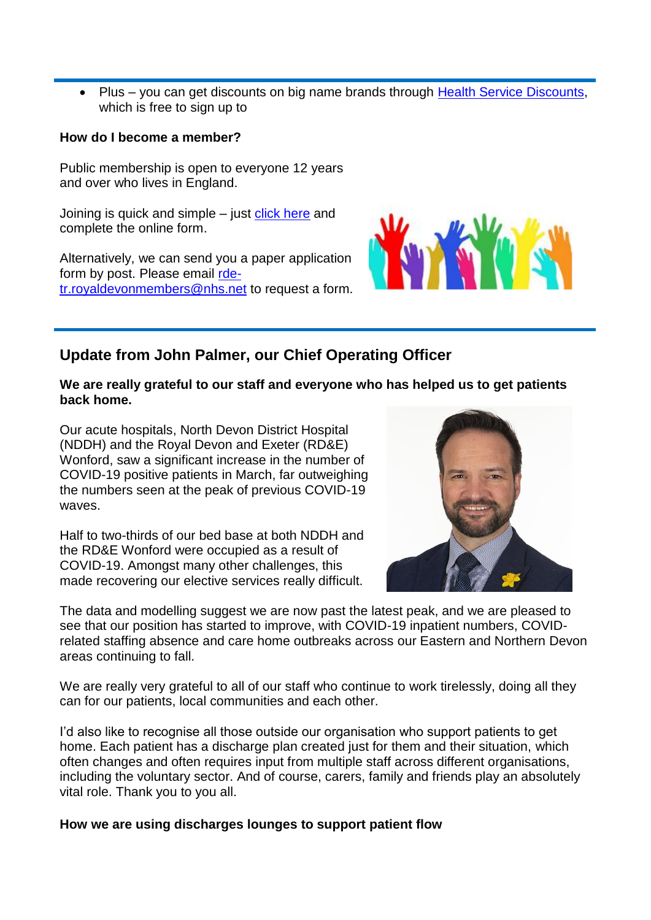- Plus – you can get discounts on big name brands through Health Service Discounts, which is free to sign up to

**How do I become a member?**

Public membership is open to everyone 12 years and over who lives in England.

Joining is quick and simple – just click here and complete the online form.

Alternatively, we can send you a paper application form by post. Please email rde-tr.royaldevonmembers@nhs.net to request a form.

## Update from John Palmer, our Chief Operating Officer

**We are really grateful to our staff and everyone who has helped us to get patients back home.**

Our acute hospitals, North Devon District Hospital (NDDH) and the Royal Devon and Exeter (RD&E) Wonford, saw a significant increase in the number of COVID-19 positive patients in March, far outweighing the numbers seen at the peak of previous COVID-19 waves.

Half to two-thirds of our bed base at both NDDH and the RD&E Wonford were occupied as a result of COVID-19. Amongst many other challenges, this made recovering our elective services really difficult.

The data and modelling suggest we are now past the latest peak, and we are pleased to see that our position has started to improve, with COVID-19 inpatient numbers, COVID-related staffing absence and care home outbreaks across our Eastern and Northern Devon areas continuing to fall.

We are really very grateful to all of our staff who continue to work tirelessly, doing all they can for our patients, local communities and each other.

I'd also like to recognise all those outside our organisation who support patients to get home. Each patient has a discharge plan created just for them and their situation, which often changes and often requires input from multiple staff across different organisations, including the voluntary sector. And of course, carers, family and friends play an absolutely vital role. Thank you to you all.

**How we are using discharges lounges to support patient flow**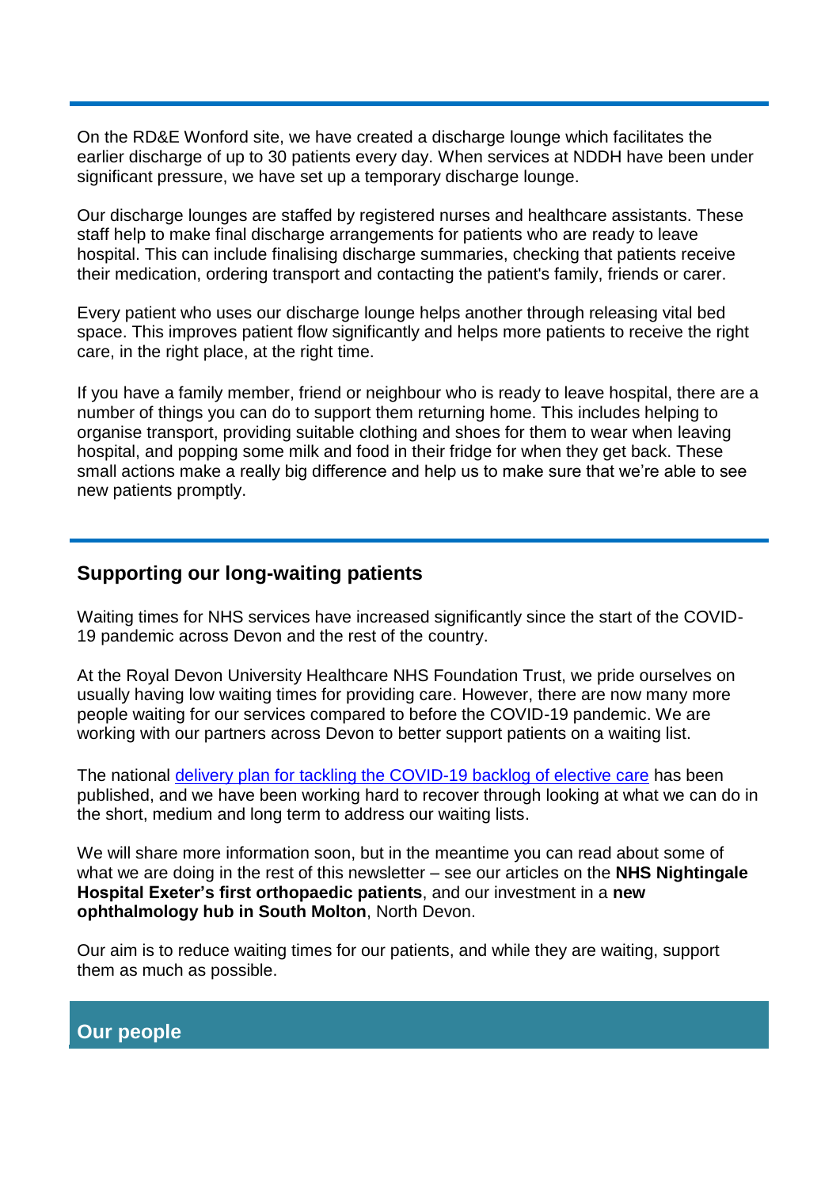On the RD&E Wonford site, we have created a discharge lounge which facilitates the earlier discharge of up to 30 patients every day. When services at NDDH have been under significant pressure, we have set up a temporary discharge lounge.

Our discharge lounges are staffed by registered nurses and healthcare assistants. These staff help to make final discharge arrangements for patients who are ready to leave hospital. This can include finalising discharge summaries, checking that patients receive their medication, ordering transport and contacting the patient's family, friends or carer.

Every patient who uses our discharge lounge helps another through releasing vital bed space. This improves patient flow significantly and helps more patients to receive the right care, in the right place, at the right time.

If you have a family member, friend or neighbour who is ready to leave hospital, there are a number of things you can do to support them returning home. This includes helping to organise transport, providing suitable clothing and shoes for them to wear when leaving hospital, and popping some milk and food in their fridge for when they get back. These small actions make a really big difference and help us to make sure that we're able to see new patients promptly.

## Supporting our long-waiting patients

Waiting times for NHS services have increased significantly since the start of the COVID-19 pandemic across Devon and the rest of the country.

At the Royal Devon University Healthcare NHS Foundation Trust, we pride ourselves on usually having low waiting times for providing care. However, there are now many more people waiting for our services compared to before the COVID-19 pandemic. We are working with our partners across Devon to better support patients on a waiting list.

The national delivery plan for tackling the COVID-19 backlog of elective care has been published, and we have been working hard to recover through looking at what we can do in the short, medium and long term to address our waiting lists.

We will share more information soon, but in the meantime you can read about some of what we are doing in the rest of this newsletter – see our articles on the **NHS Nightingale Hospital Exeter's first orthopaedic patients**, and our investment in a **new ophthalmology hub in South Molton**, North Devon.

Our aim is to reduce waiting times for our patients, and while they are waiting, support them as much as possible.

## Our people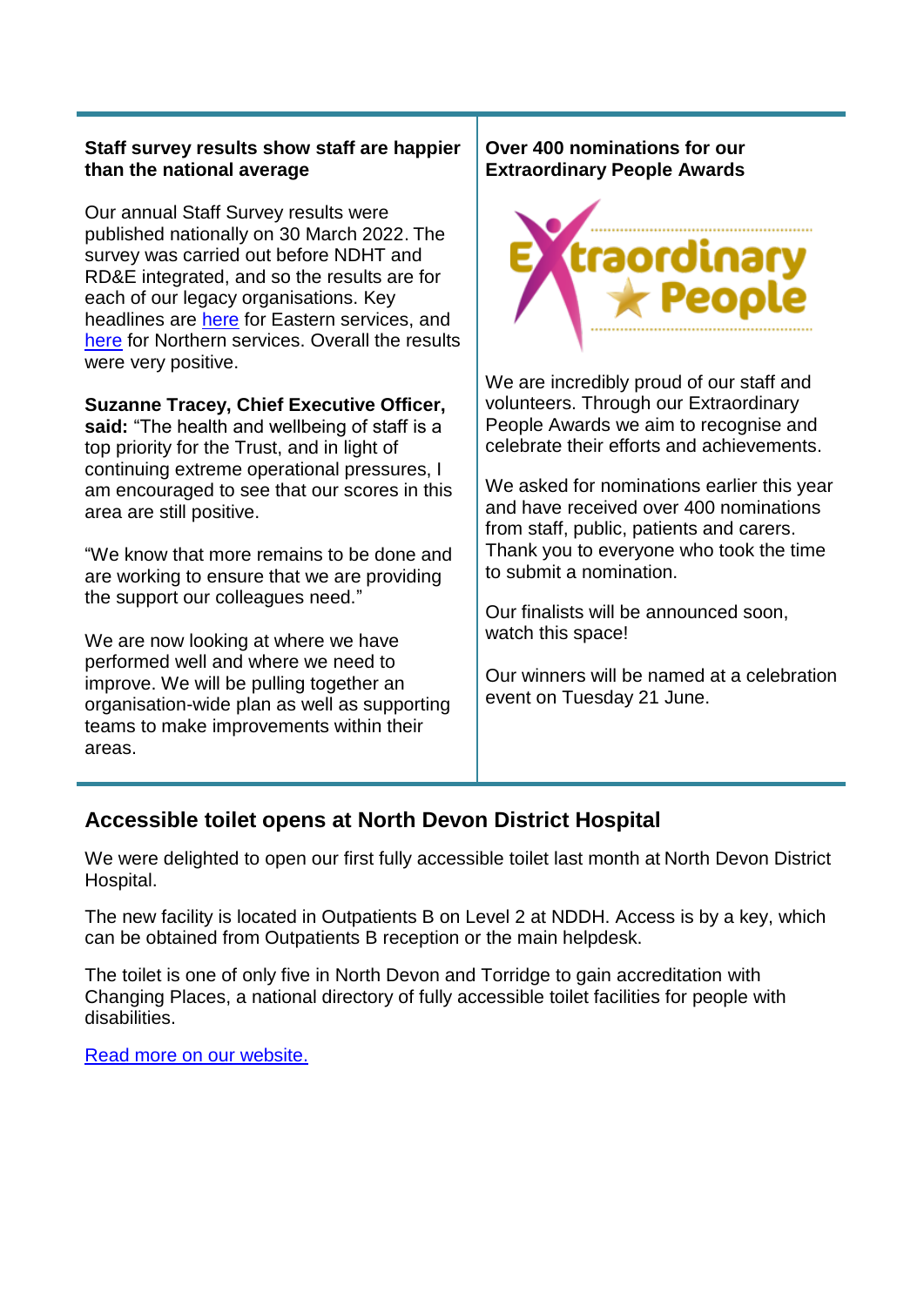**Staff survey results show staff are happier than the national average**

Our annual Staff Survey results were published nationally on 30 March 2022. The survey was carried out before NDHT and RD&E integrated, and so the results are for each of our legacy organisations. Key headlines are here for Eastern services, and here for Northern services. Overall the results were very positive.

**Suzanne Tracey, Chief Executive Officer, said:** "The health and wellbeing of staff is a top priority for the Trust, and in light of continuing extreme operational pressures, I am encouraged to see that our scores in this area are still positive.

"We know that more remains to be done and are working to ensure that we are providing the support our colleagues need."

We are now looking at where we have performed well and where we need to improve. We will be pulling together an organisation-wide plan as well as supporting teams to make improvements within their areas.

**Over 400 nominations for our Extraordinary People Awards**

Extraordinary People

We are incredibly proud of our staff and volunteers. Through our Extraordinary People Awards we aim to recognise and celebrate their efforts and achievements.

We asked for nominations earlier this year and have received over 400 nominations from staff, public, patients and carers. Thank you to everyone who took the time to submit a nomination.

Our finalists will be announced soon, watch this space!

Our winners will be named at a celebration event on Tuesday 21 June.

## Accessible toilet opens at North Devon District Hospital

We were delighted to open our first fully accessible toilet last month at North Devon District Hospital.

The new facility is located in Outpatients B on Level 2 at NDDH. Access is by a key, which can be obtained from Outpatients B reception or the main helpdesk.

The toilet is one of only five in North Devon and Torridge to gain accreditation with Changing Places, a national directory of fully accessible toilet facilities for people with disabilities.

Read more on our website.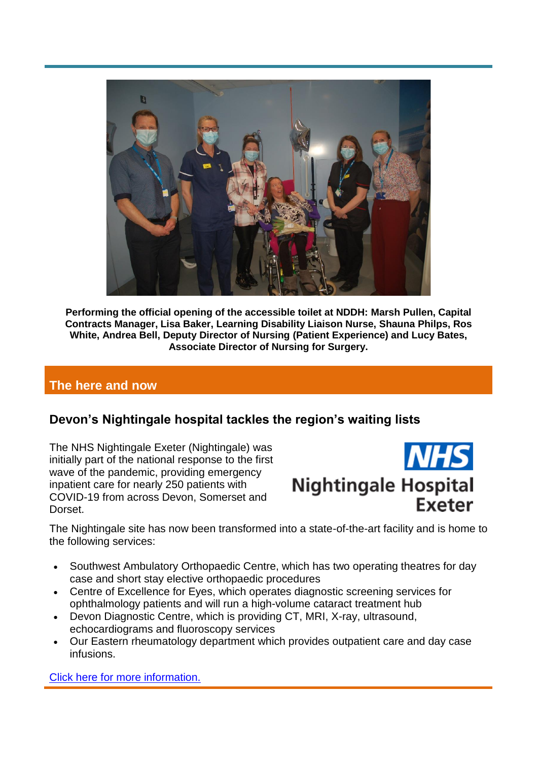**Performing the official opening of the accessible toilet at NDDH: Marsh Pullen, Capital Contracts Manager, Lisa Baker, Learning Disability Liaison Nurse, Shauna Philps, Ros White, Andrea Bell, Deputy Director of Nursing (Patient Experience) and Lucy Bates, Associate Director of Nursing for Surgery.**

## The here and now

### Devon's Nightingale hospital tackles the region's waiting lists

The NHS Nightingale Exeter (Nightingale) was initially part of the national response to the first wave of the pandemic, providing emergency inpatient care for nearly 250 patients with COVID-19 from across Devon, Somerset and Dorset.

The Nightingale site has now been transformed into a state-of-the-art facility and is home to the following services:

- Southwest Ambulatory Orthopaedic Centre, which has two operating theatres for day case and short stay elective orthopaedic procedures
- Centre of Excellence for Eyes, which operates diagnostic screening services for ophthalmology patients and will run a high-volume cataract treatment hub
- Devon Diagnostic Centre, which is providing CT, MRI, X-ray, ultrasound, echocardiograms and fluoroscopy services
- Our Eastern rheumatology department which provides outpatient care and day case infusions.

Click here for more information.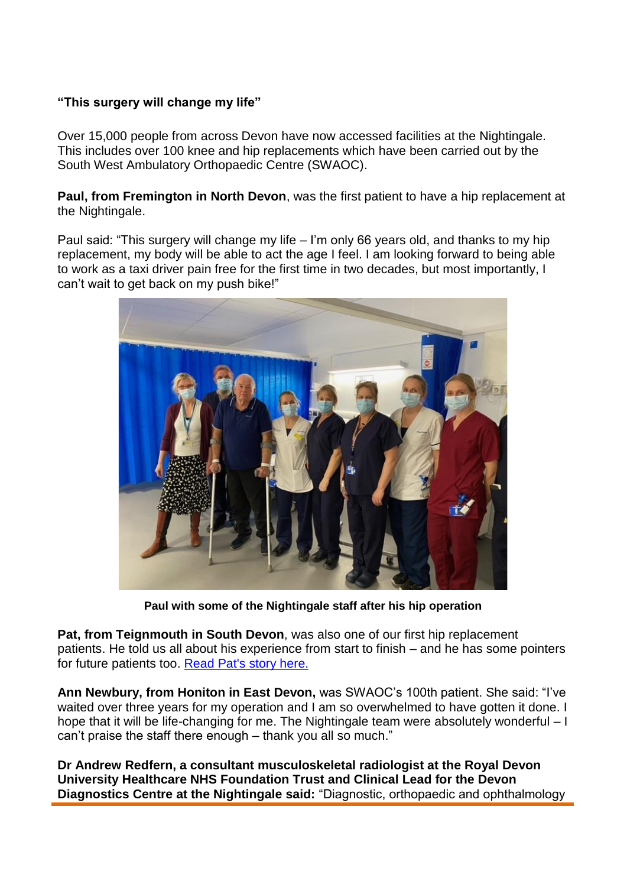**“This surgery will change my life”**

Over 15,000 people from across Devon have now accessed facilities at the Nightingale. This includes over 100 knee and hip replacements which have been carried out by the South West Ambulatory Orthopaedic Centre (SWAOC).

**Paul, from Fremington in North Devon**, was the first patient to have a hip replacement at the Nightingale.

Paul said: “This surgery will change my life – I’m only 66 years old, and thanks to my hip replacement, my body will be able to act the age I feel. I am looking forward to being able to work as a taxi driver pain free for the first time in two decades, but most importantly, I can’t wait to get back on my push bike!”

**Paul with some of the Nightingale staff after his hip operation**

**Pat, from Teignmouth in South Devon**, was also one of our first hip replacement patients. He told us all about his experience from start to finish – and he has some pointers for future patients too. [Read Pat's story here.]

**Ann Newbury, from Honiton in East Devon,** was SWAOC’s 100th patient. She said: “I’ve waited over three years for my operation and I am so overwhelmed to have gotten it done. I hope that it will be life-changing for me. The Nightingale team were absolutely wonderful – I can’t praise the staff there enough – thank you all so much.”

**Dr Andrew Redfern, a consultant musculoskeletal radiologist at the Royal Devon University Healthcare NHS Foundation Trust and Clinical Lead for the Devon Diagnostics Centre at the Nightingale said:** “Diagnostic, orthopaedic and ophthalmology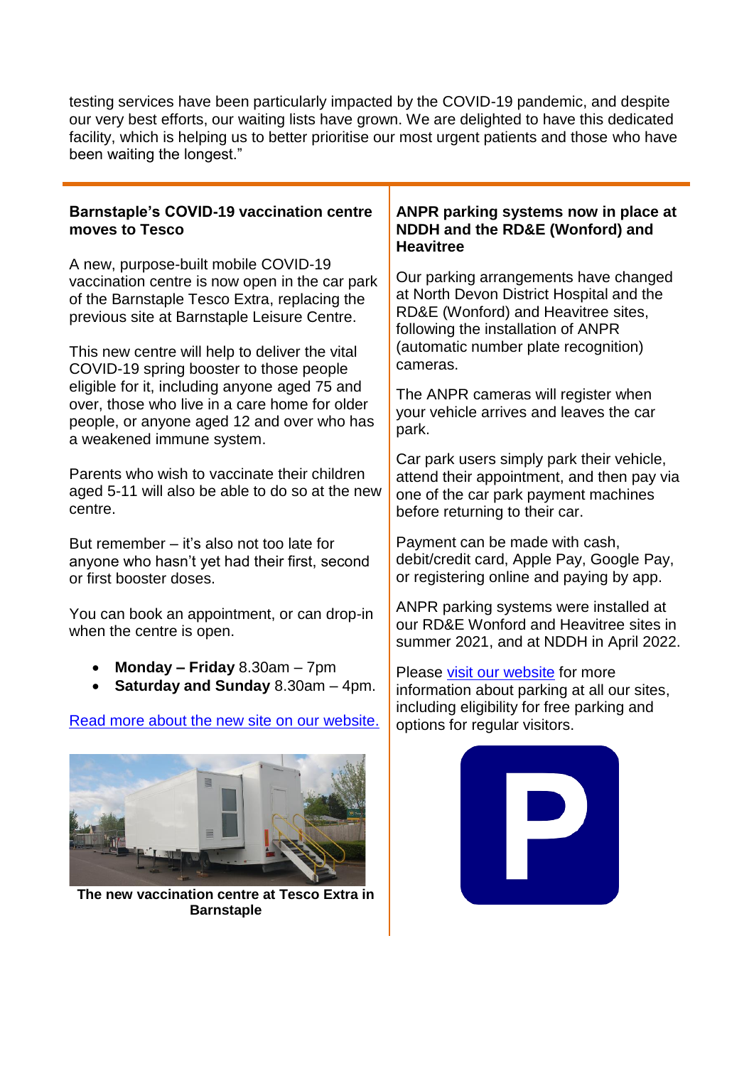testing services have been particularly impacted by the COVID-19 pandemic, and despite our very best efforts, our waiting lists have grown. We are delighted to have this dedicated facility, which is helping us to better prioritise our most urgent patients and those who have been waiting the longest."

---

**Barnstaple's COVID-19 vaccination centre moves to Tesco**

A new, purpose-built mobile COVID-19 vaccination centre is now open in the car park of the Barnstaple Tesco Extra, replacing the previous site at Barnstaple Leisure Centre.

This new centre will help to deliver the vital COVID-19 spring booster to those people eligible for it, including anyone aged 75 and over, those who live in a care home for older people, or anyone aged 12 and over who has a weakened immune system.

Parents who wish to vaccinate their children aged 5-11 will also be able to do so at the new centre.

But remember – it's also not too late for anyone who hasn't yet had their first, second or first booster doses.

You can book an appointment, or can drop-in when the centre is open.

- **Monday – Friday** 8.30am – 7pm
- **Saturday and Sunday** 8.30am – 4pm.

Read more about the new site on our website.

**The new vaccination centre at Tesco Extra in Barnstaple**

**ANPR parking systems now in place at NDDH and the RD&E (Wonford) and Heavitree**

Our parking arrangements have changed at North Devon District Hospital and the RD&E (Wonford) and Heavitree sites, following the installation of ANPR (automatic number plate recognition) cameras.

The ANPR cameras will register when your vehicle arrives and leaves the car park.

Car park users simply park their vehicle, attend their appointment, and then pay via one of the car park payment machines before returning to their car.

Payment can be made with cash, debit/credit card, Apple Pay, Google Pay, or registering online and paying by app.

ANPR parking systems were installed at our RD&E Wonford and Heavitree sites in summer 2021, and at NDDH in April 2022.

Please visit our website for more information about parking at all our sites, including eligibility for free parking and options for regular visitors.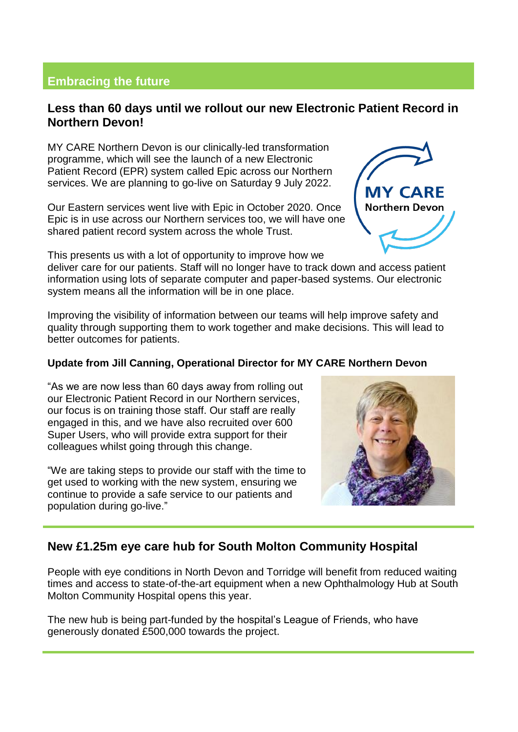## Embracing the future

### Less than 60 days until we rollout our new Electronic Patient Record in Northern Devon!

MY CARE Northern Devon is our clinically-led transformation programme, which will see the launch of a new Electronic Patient Record (EPR) system called Epic across our Northern services. We are planning to go-live on Saturday 9 July 2022.

Our Eastern services went live with Epic in October 2020. Once Epic is in use across our Northern services too, we will have one shared patient record system across the whole Trust.

This presents us with a lot of opportunity to improve how we deliver care for our patients. Staff will no longer have to track down and access patient information using lots of separate computer and paper-based systems. Our electronic system means all the information will be in one place.

Improving the visibility of information between our teams will help improve safety and quality through supporting them to work together and make decisions. This will lead to better outcomes for patients.

**Update from Jill Canning, Operational Director for MY CARE Northern Devon**

"As we are now less than 60 days away from rolling out our Electronic Patient Record in our Northern services, our focus is on training those staff. Our staff are really engaged in this, and we have also recruited over 600 Super Users, who will provide extra support for their colleagues whilst going through this change.

"We are taking steps to provide our staff with the time to get used to working with the new system, ensuring we continue to provide a safe service to our patients and population during go-live."

### New £1.25m eye care hub for South Molton Community Hospital

People with eye conditions in North Devon and Torridge will benefit from reduced waiting times and access to state-of-the-art equipment when a new Ophthalmology Hub at South Molton Community Hospital opens this year.

The new hub is being part-funded by the hospital's League of Friends, who have generously donated £500,000 towards the project.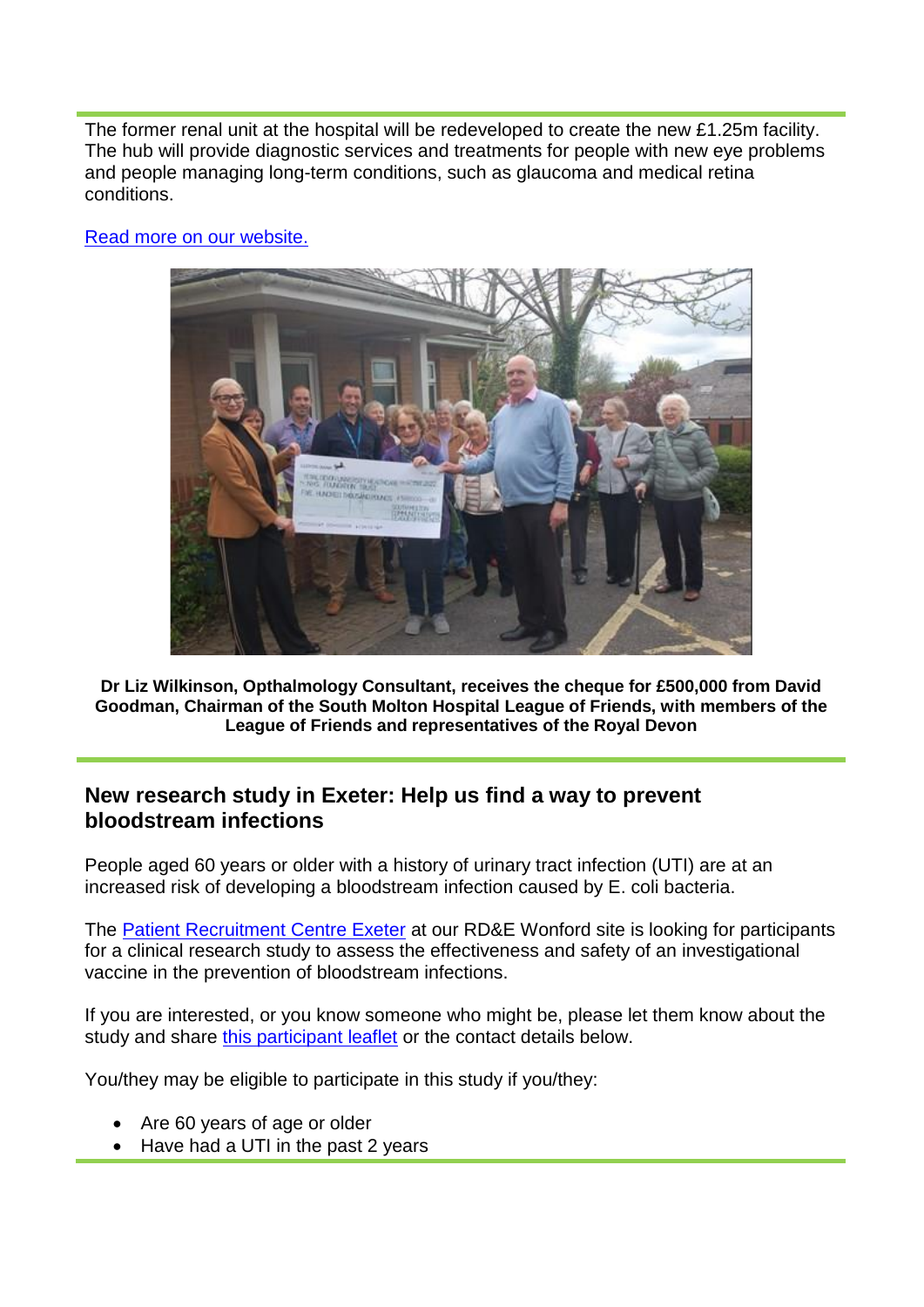The former renal unit at the hospital will be redeveloped to create the new £1.25m facility. The hub will provide diagnostic services and treatments for people with new eye problems and people managing long-term conditions, such as glaucoma and medical retina conditions.

[Read more on our website.]

**Dr Liz Wilkinson, Opthalmology Consultant, receives the cheque for £500,000 from David Goodman, Chairman of the South Molton Hospital League of Friends, with members of the League of Friends and representatives of the Royal Devon**

## New research study in Exeter: Help us find a way to prevent bloodstream infections

People aged 60 years or older with a history of urinary tract infection (UTI) are at an increased risk of developing a bloodstream infection caused by E. coli bacteria.

The Patient Recruitment Centre Exeter at our RD&E Wonford site is looking for participants for a clinical research study to assess the effectiveness and safety of an investigational vaccine in the prevention of bloodstream infections.

If you are interested, or you know someone who might be, please let them know about the study and share this participant leaflet or the contact details below.

You/they may be eligible to participate in this study if you/they:

- Are 60 years of age or older
- Have had a UTI in the past 2 years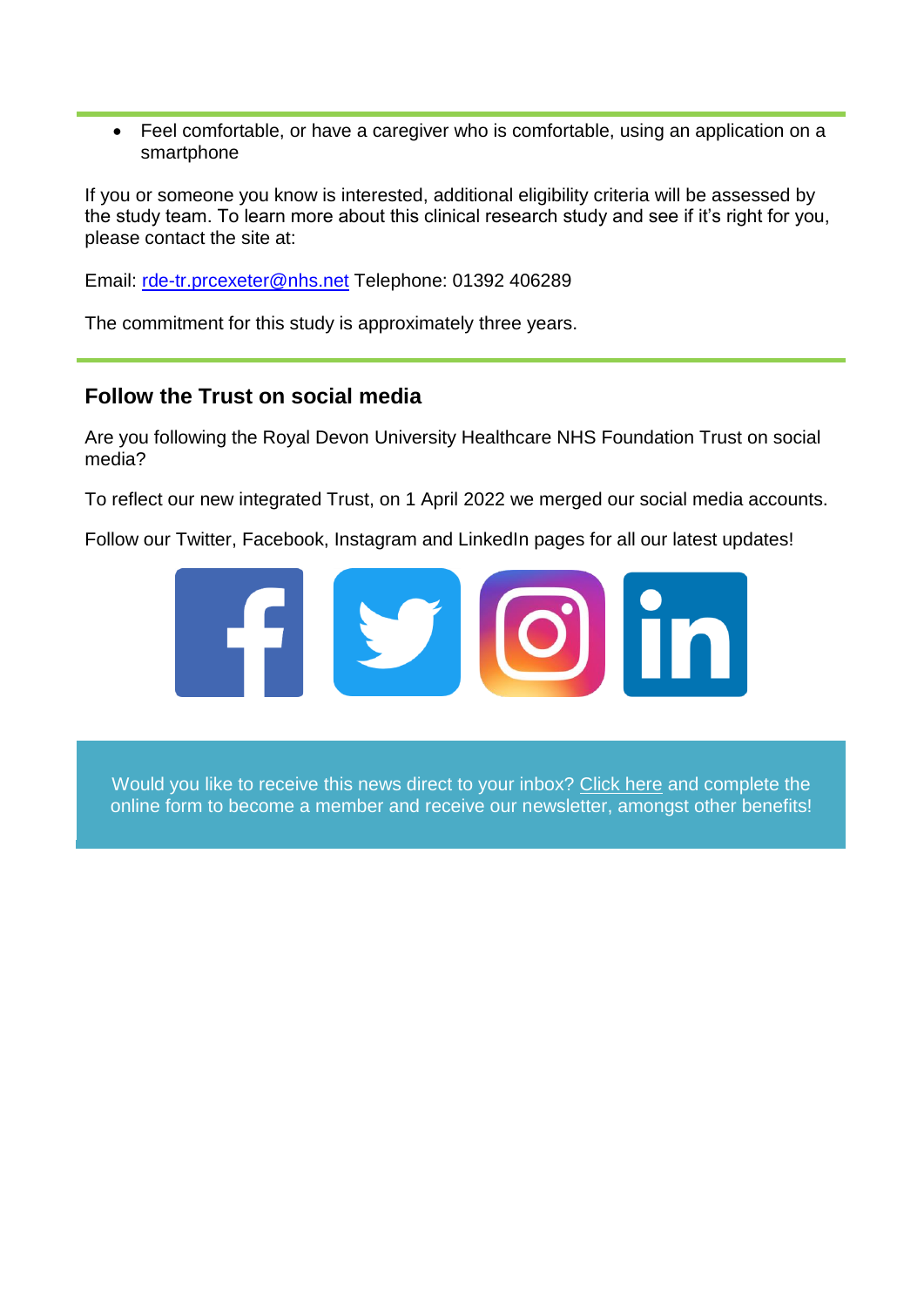- Feel comfortable, or have a caregiver who is comfortable, using an application on a smartphone

If you or someone you know is interested, additional eligibility criteria will be assessed by the study team. To learn more about this clinical research study and see if it's right for you, please contact the site at:

Email: [rde-tr.prcexeter@nhs.net](mailto:rde-tr.prcexeter@nhs.net) Telephone: 01392 406289

The commitment for this study is approximately three years.

## Follow the Trust on social media

Are you following the Royal Devon University Healthcare NHS Foundation Trust on social media?

To reflect our new integrated Trust, on 1 April 2022 we merged our social media accounts.

Follow our Twitter, Facebook, Instagram and LinkedIn pages for all our latest updates!

Would you like to receive this news direct to your inbox? Click here and complete the online form to become a member and receive our newsletter, amongst other benefits!